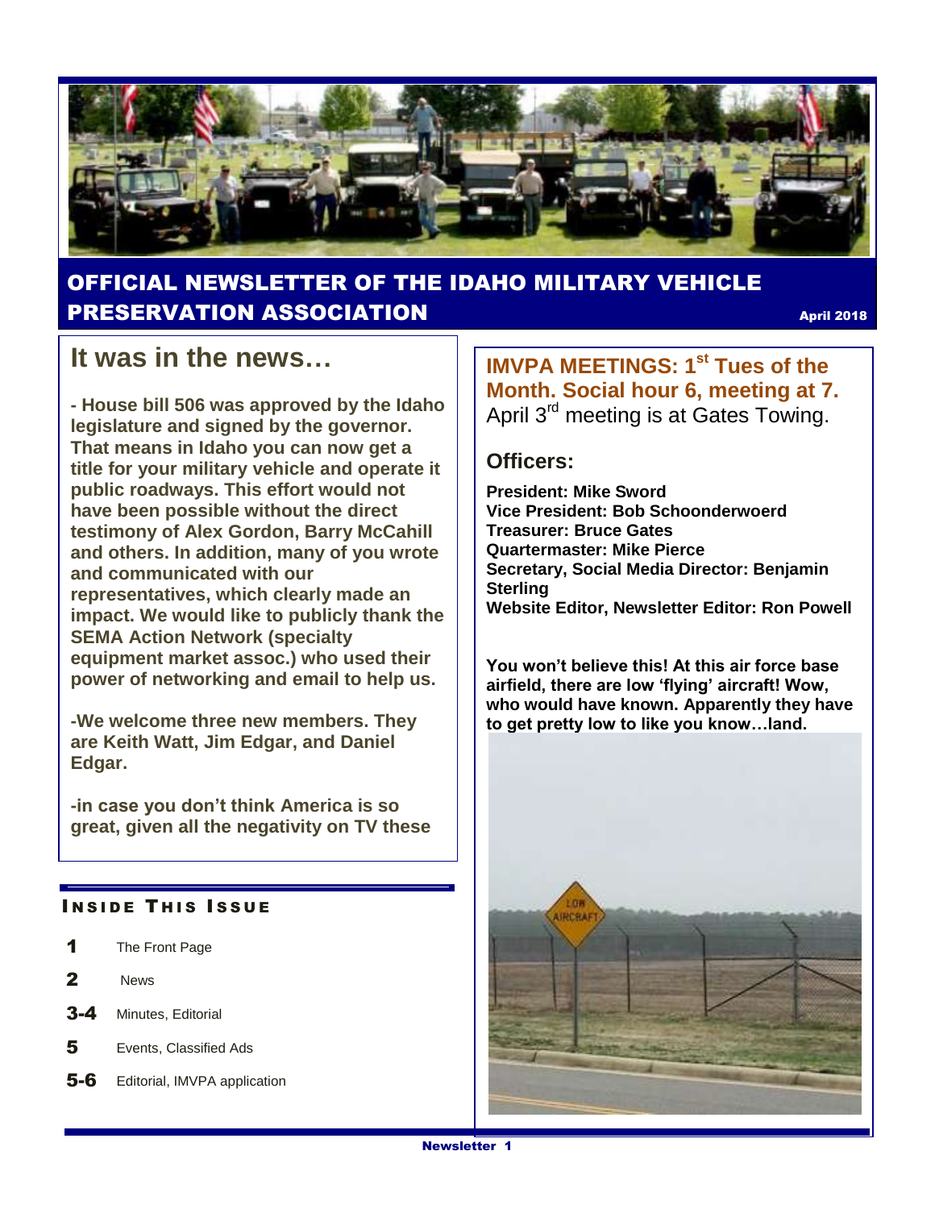# OFFICIAL NEWSLETTER OF THE IDAHO MILITARY VEHICLE PRESERVATION ASSOCIATION

April 2018

## It was in the news…

**- House bill 506 was approved by the Idaho legislature and signed by the governor. That means in Idaho you can now get a title for your military vehicle and operate it public roadways. This effort would not have been possible without the direct testimony of Alex Gordon, Barry McCahill and others. In addition, many of you wrote and communicated with our representatives, which clearly made an impact. We would like to publicly thank the SEMA Action Network (specialty equipment market assoc.) who used their power of networking and email to help us.**

**-We welcome three new members. They are Keith Watt, Jim Edgar, and Daniel Edgar.**

**-in case you don't think America is so great, given all the negativity on TV these**

### INSIDE THIS ISSUE

| | |
|---|---|
| **1** | The Front Page |
| **2** | News |
| **3-4** | Minutes, Editorial |
| **5** | Events, Classified Ads |
| **5-6** | Editorial, IMVPA application |

## IMVPA MEETINGS: 1st Tues of the Month. Social hour 6, meeting at 7.

April 3rd meeting is at Gates Towing.

### Officers:

**President: Mike Sword**
**Vice President: Bob Schoonderwoerd**
**Treasurer: Bruce Gates**
**Quartermaster: Mike Pierce**
**Secretary, Social Media Director: Benjamin Sterling**
**Website Editor, Newsletter Editor: Ron Powell**

**You won't believe this! At this air force base airfield, there are low 'flying' aircraft! Wow, who would have known. Apparently they have to get pretty low to like you know…land.**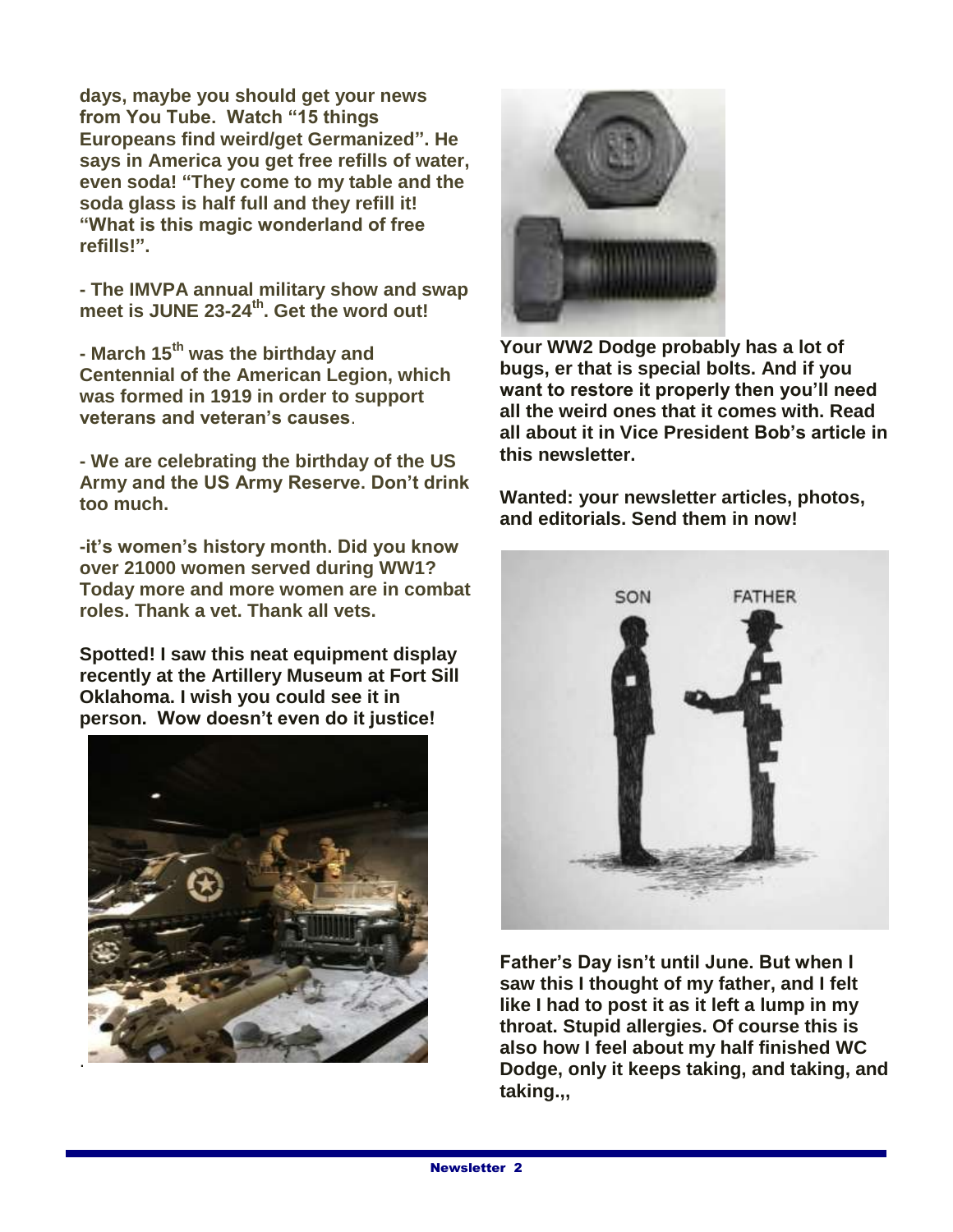**days, maybe you should get your news from You Tube. Watch "15 things Europeans find weird/get Germanized". He says in America you get free refills of water, even soda! "They come to my table and the soda glass is half full and they refill it! "What is this magic wonderland of free refills!".**

**- The IMVPA annual military show and swap meet is JUNE 23-24th. Get the word out!**

**- March 15th was the birthday and Centennial of the American Legion, which was formed in 1919 in order to support veterans and veteran's causes**.

**- We are celebrating the birthday of the US Army and the US Army Reserve. Don't drink too much.**

**-it's women's history month. Did you know over 21000 women served during WW1? Today more and more women are in combat roles. Thank a vet. Thank all vets.**

**Spotted! I saw this neat equipment display recently at the Artillery Museum at Fort Sill Oklahoma. I wish you could see it in person. Wow doesn't even do it justice!**

**Your WW2 Dodge probably has a lot of bugs, er that is special bolts. And if you want to restore it properly then you'll need all the weird ones that it comes with. Read all about it in Vice President Bob's article in this newsletter.**

**Wanted: your newsletter articles, photos, and editorials. Send them in now!**

**Father's Day isn't until June. But when I saw this I thought of my father, and I felt like I had to post it as it left a lump in my throat. Stupid allergies. Of course this is also how I feel about my half finished WC Dodge, only it keeps taking, and taking, and taking.,,**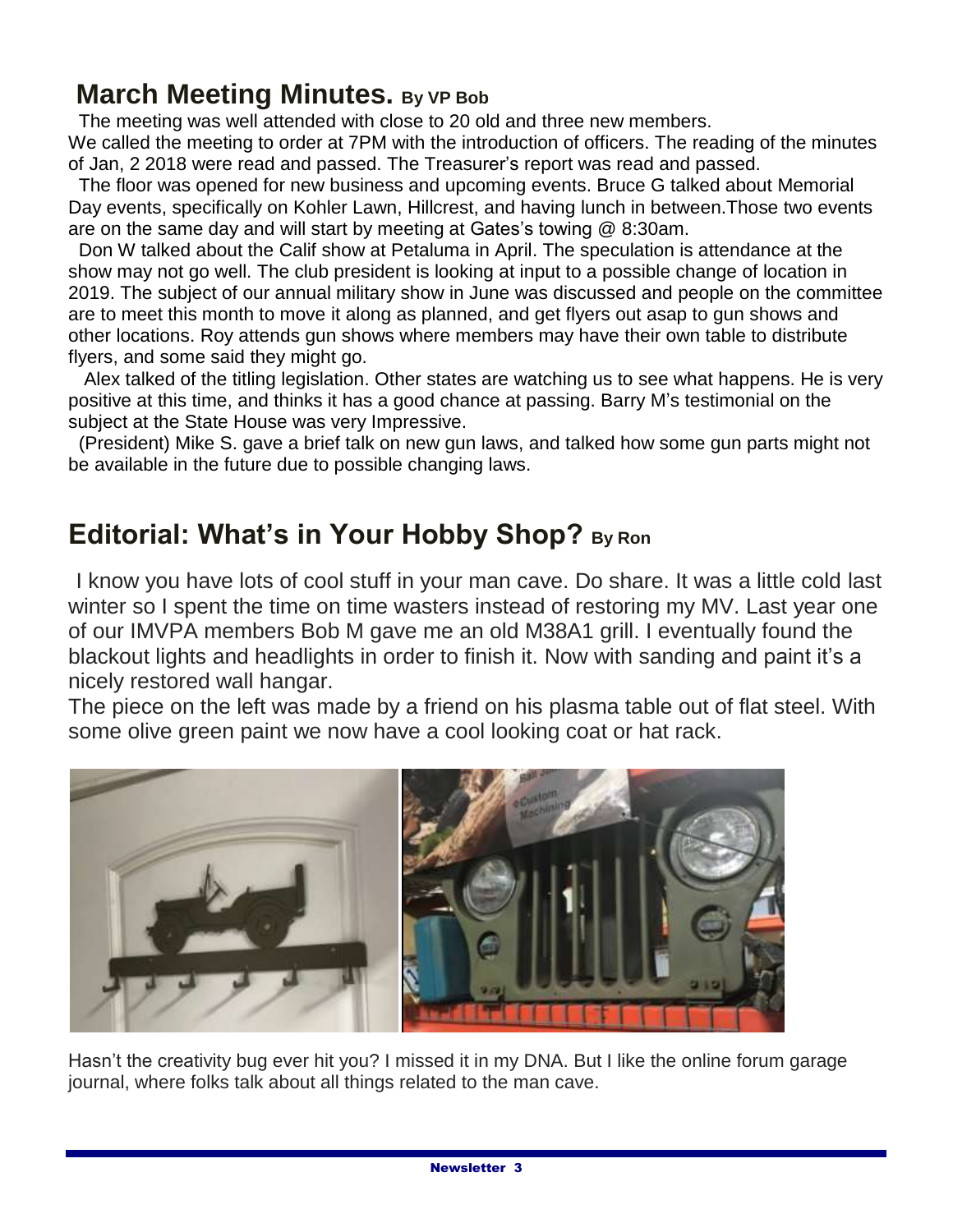## March Meeting Minutes. By VP Bob

The meeting was well attended with close to 20 old and three new members.
We called the meeting to order at 7PM with the introduction of officers. The reading of the minutes of Jan, 2 2018 were read and passed. The Treasurer's report was read and passed.

The floor was opened for new business and upcoming events. Bruce G talked about Memorial Day events, specifically on Kohler Lawn, Hillcrest, and having lunch in between.Those two events are on the same day and will start by meeting at Gates's towing @ 8:30am.

Don W talked about the Calif show at Petaluma in April. The speculation is attendance at the show may not go well. The club president is looking at input to a possible change of location in 2019. The subject of our annual military show in June was discussed and people on the committee are to meet this month to move it along as planned, and get flyers out asap to gun shows and other locations. Roy attends gun shows where members may have their own table to distribute flyers, and some said they might go.

Alex talked of the titling legislation. Other states are watching us to see what happens. He is very positive at this time, and thinks it has a good chance at passing. Barry M's testimonial on the subject at the State House was very Impressive.

(President) Mike S. gave a brief talk on new gun laws, and talked how some gun parts might not be available in the future due to possible changing laws.

## Editorial: What's in Your Hobby Shop? By Ron

I know you have lots of cool stuff in your man cave. Do share. It was a little cold last winter so I spent the time on time wasters instead of restoring my MV. Last year one of our IMVPA members Bob M gave me an old M38A1 grill. I eventually found the blackout lights and headlights in order to finish it. Now with sanding and paint it's a nicely restored wall hangar.

The piece on the left was made by a friend on his plasma table out of flat steel. With some olive green paint we now have a cool looking coat or hat rack.

Hasn't the creativity bug ever hit you? I missed it in my DNA. But I like the online forum garage journal, where folks talk about all things related to the man cave.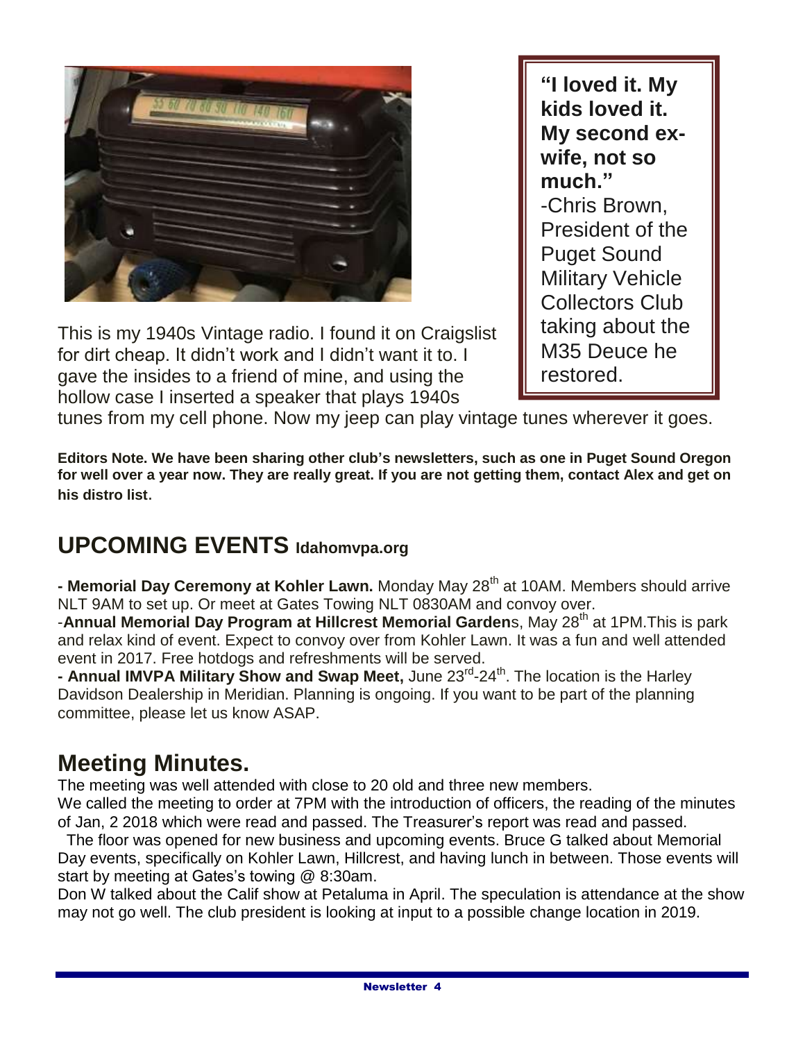This is my 1940s Vintage radio. I found it on Craigslist for dirt cheap. It didn't work and I didn't want it to. I gave the insides to a friend of mine, and using the hollow case I inserted a speaker that plays 1940s tunes from my cell phone. Now my jeep can play vintage tunes wherever it goes.

> **"I loved it. My kids loved it. My second ex-wife, not so much."**
> -Chris Brown, President of the Puget Sound Military Vehicle Collectors Club taking about the M35 Deuce he restored.

**Editors Note. We have been sharing other club's newsletters, such as one in Puget Sound Oregon for well over a year now. They are really great. If you are not getting them, contact Alex and get on his distro list.**

## UPCOMING EVENTS Idahomvpa.org

**- Memorial Day Ceremony at Kohler Lawn.** Monday May 28th at 10AM. Members should arrive NLT 9AM to set up. Or meet at Gates Towing NLT 0830AM and convoy over.

-**Annual Memorial Day Program at Hillcrest Memorial Garden**s, May 28th at 1PM.This is park and relax kind of event. Expect to convoy over from Kohler Lawn. It was a fun and well attended event in 2017. Free hotdogs and refreshments will be served.

**- Annual IMVPA Military Show and Swap Meet,** June 23rd-24th. The location is the Harley Davidson Dealership in Meridian. Planning is ongoing. If you want to be part of the planning committee, please let us know ASAP.

## Meeting Minutes.

The meeting was well attended with close to 20 old and three new members.

We called the meeting to order at 7PM with the introduction of officers, the reading of the minutes of Jan, 2 2018 which were read and passed. The Treasurer's report was read and passed.

The floor was opened for new business and upcoming events. Bruce G talked about Memorial Day events, specifically on Kohler Lawn, Hillcrest, and having lunch in between. Those events will start by meeting at Gates's towing @ 8:30am.

Don W talked about the Calif show at Petaluma in April. The speculation is attendance at the show may not go well. The club president is looking at input to a possible change location in 2019.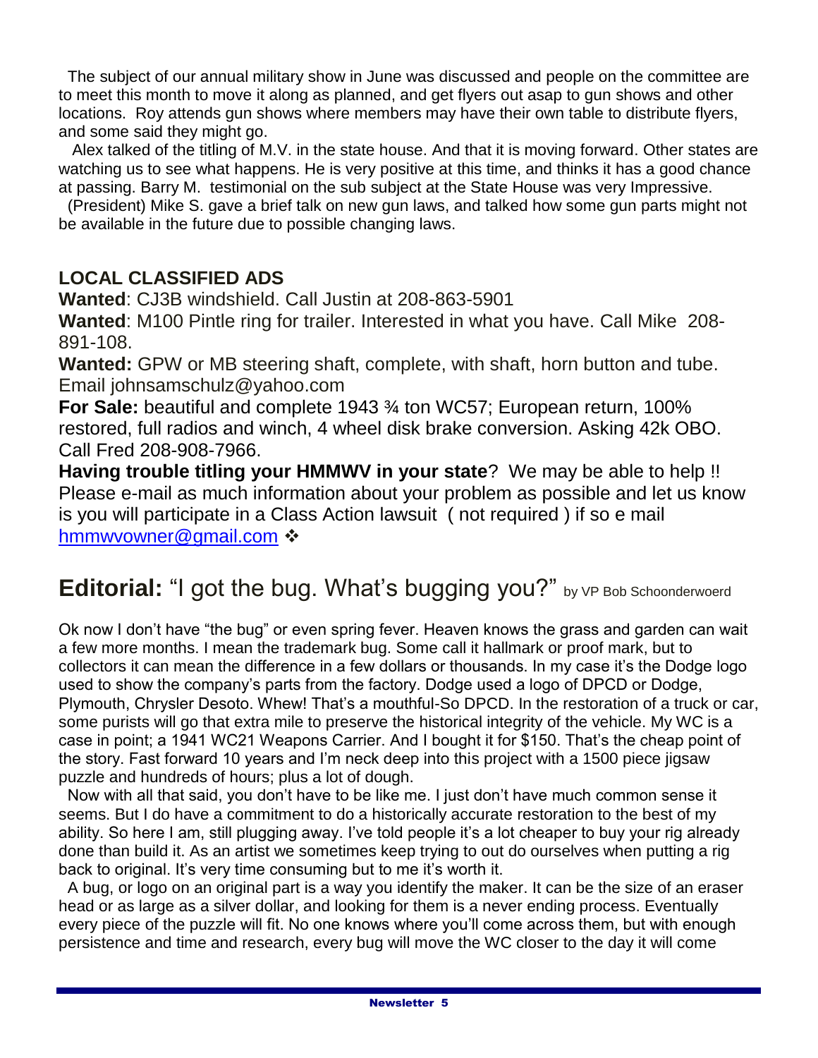The subject of our annual military show in June was discussed and people on the committee are to meet this month to move it along as planned, and get flyers out asap to gun shows and other locations. Roy attends gun shows where members may have their own table to distribute flyers, and some said they might go.

Alex talked of the titling of M.V. in the state house. And that it is moving forward. Other states are watching us to see what happens. He is very positive at this time, and thinks it has a good chance at passing. Barry M. testimonial on the sub subject at the State House was very Impressive.

(President) Mike S. gave a brief talk on new gun laws, and talked how some gun parts might not be available in the future due to possible changing laws.

## LOCAL CLASSIFIED ADS

**Wanted**: CJ3B windshield. Call Justin at 208-863-5901

**Wanted**: M100 Pintle ring for trailer. Interested in what you have. Call Mike 208-891-108.

**Wanted:** GPW or MB steering shaft, complete, with shaft, horn button and tube. Email johnsamschulz@yahoo.com

**For Sale:** beautiful and complete 1943 ¾ ton WC57; European return, 100% restored, full radios and winch, 4 wheel disk brake conversion. Asking 42k OBO. Call Fred 208-908-7966.

**Having trouble titling your HMMWV in your state**? We may be able to help !! Please e-mail as much information about your problem as possible and let us know is you will participate in a Class Action lawsuit ( not required ) if so e mail hmmwvowner@gmail.com ❖

# **Editorial:** "I got the bug. What's bugging you?" by VP Bob Schoonderwoerd

Ok now I don't have "the bug" or even spring fever. Heaven knows the grass and garden can wait a few more months. I mean the trademark bug. Some call it hallmark or proof mark, but to collectors it can mean the difference in a few dollars or thousands. In my case it's the Dodge logo used to show the company's parts from the factory. Dodge used a logo of DPCD or Dodge, Plymouth, Chrysler Desoto. Whew! That's a mouthful-So DPCD. In the restoration of a truck or car, some purists will go that extra mile to preserve the historical integrity of the vehicle. My WC is a case in point; a 1941 WC21 Weapons Carrier. And I bought it for $150. That's the cheap point of the story. Fast forward 10 years and I'm neck deep into this project with a 1500 piece jigsaw puzzle and hundreds of hours; plus a lot of dough.

Now with all that said, you don't have to be like me. I just don't have much common sense it seems. But I do have a commitment to do a historically accurate restoration to the best of my ability. So here I am, still plugging away. I've told people it's a lot cheaper to buy your rig already done than build it. As an artist we sometimes keep trying to out do ourselves when putting a rig back to original. It's very time consuming but to me it's worth it.

A bug, or logo on an original part is a way you identify the maker. It can be the size of an eraser head or as large as a silver dollar, and looking for them is a never ending process. Eventually every piece of the puzzle will fit. No one knows where you'll come across them, but with enough persistence and time and research, every bug will move the WC closer to the day it will come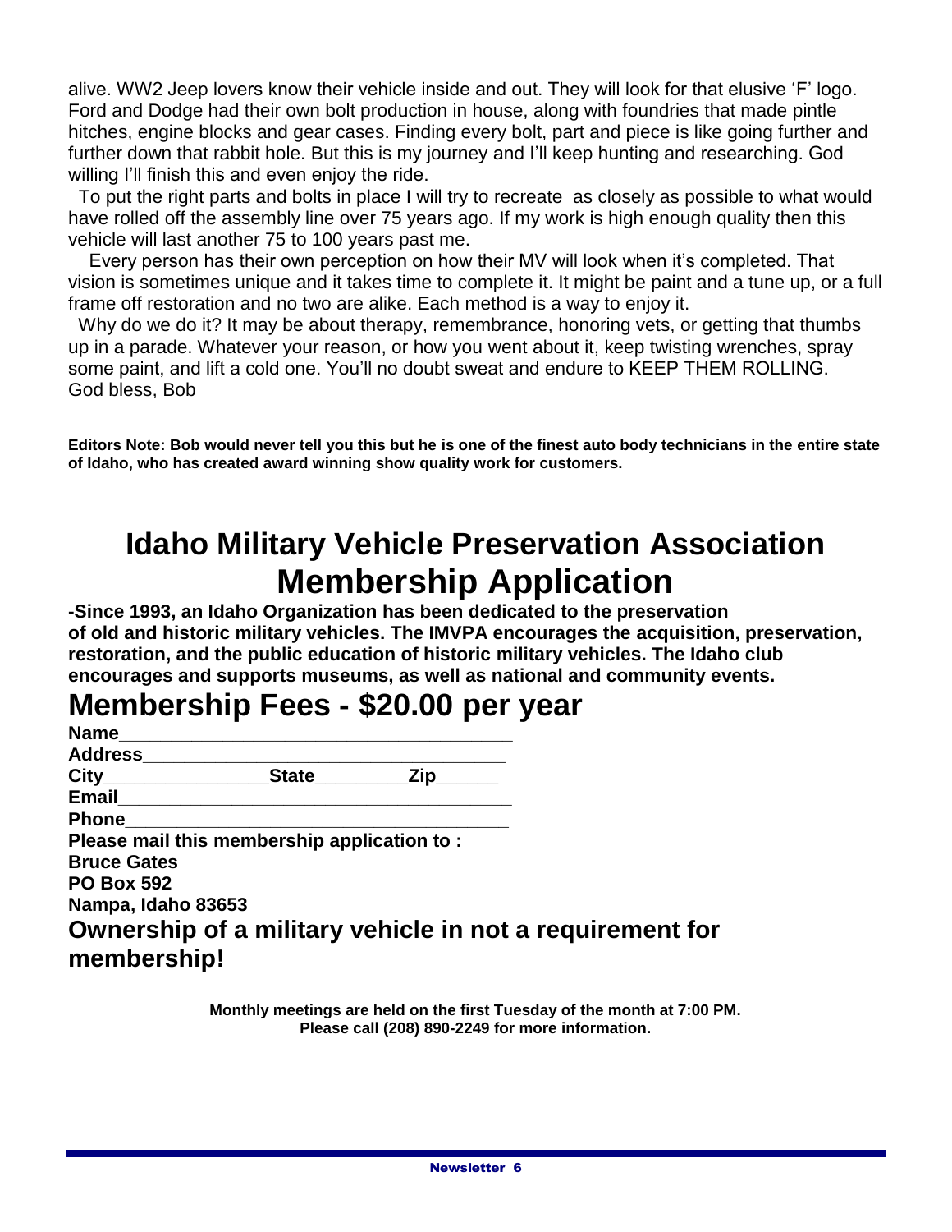alive. WW2 Jeep lovers know their vehicle inside and out. They will look for that elusive 'F' logo. Ford and Dodge had their own bolt production in house, along with foundries that made pintle hitches, engine blocks and gear cases. Finding every bolt, part and piece is like going further and further down that rabbit hole. But this is my journey and I'll keep hunting and researching. God willing I'll finish this and even enjoy the ride.

To put the right parts and bolts in place I will try to recreate as closely as possible to what would have rolled off the assembly line over 75 years ago. If my work is high enough quality then this vehicle will last another 75 to 100 years past me.

Every person has their own perception on how their MV will look when it's completed. That vision is sometimes unique and it takes time to complete it. It might be paint and a tune up, or a full frame off restoration and no two are alike. Each method is a way to enjoy it.

Why do we do it? It may be about therapy, remembrance, honoring vets, or getting that thumbs up in a parade. Whatever your reason, or how you went about it, keep twisting wrenches, spray some paint, and lift a cold one. You'll no doubt sweat and endure to KEEP THEM ROLLING.
God bless, Bob

**Editors Note: Bob would never tell you this but he is one of the finest auto body technicians in the entire state of Idaho, who has created award winning show quality work for customers.**

# Idaho Military Vehicle Preservation Association Membership Application

**-Since 1993, an Idaho Organization has been dedicated to the preservation of old and historic military vehicles. The IMVPA encourages the acquisition, preservation, restoration, and the public education of historic military vehicles. The Idaho club encourages and supports museums, as well as national and community events.**

## Membership Fees - $20.00 per year

**Name**______________________________________

**Address**____________________________________

**City**________________ **State**_________ **Zip**______

**Email**______________________________________

**Phone**______________________________________

**Please mail this membership application to :**
**Bruce Gates**
**PO Box 592**
**Nampa, Idaho 83653**

## Ownership of a military vehicle in not a requirement for membership!

**Monthly meetings are held on the first Tuesday of the month at 7:00 PM.**
**Please call (208) 890-2249 for more information.**